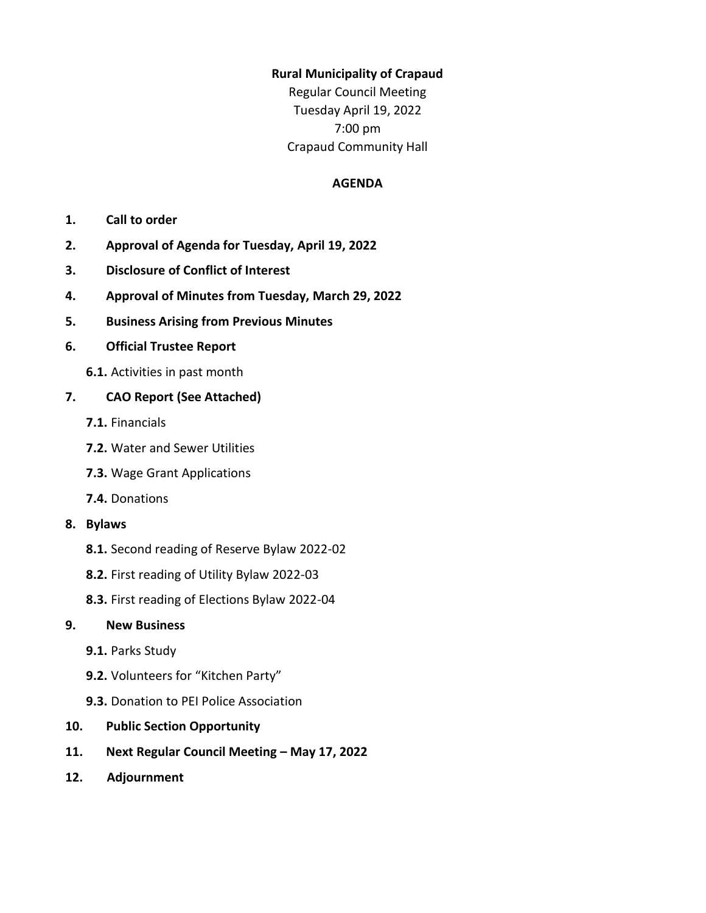**Rural Municipality of Crapaud**

Regular Council Meeting
Tuesday April 19, 2022
7:00 pm
Crapaud Community Hall

**AGENDA**

1. **Call to order**
2. **Approval of Agenda for Tuesday, April 19, 2022**
3. **Disclosure of Conflict of Interest**
4. **Approval of Minutes from Tuesday, March 29, 2022**
5. **Business Arising from Previous Minutes**
6. **Official Trustee Report**
   - **6.1.** Activities in past month
7. **CAO Report (See Attached)**
   - **7.1.** Financials
   - **7.2.** Water and Sewer Utilities
   - **7.3.** Wage Grant Applications
   - **7.4.** Donations
8. **Bylaws**
   - **8.1.** Second reading of Reserve Bylaw 2022-02
   - **8.2.** First reading of Utility Bylaw 2022-03
   - **8.3.** First reading of Elections Bylaw 2022-04
9. **New Business**
   - **9.1.** Parks Study
   - **9.2.** Volunteers for "Kitchen Party"
   - **9.3.** Donation to PEI Police Association
10. **Public Section Opportunity**
11. **Next Regular Council Meeting – May 17, 2022**
12. **Adjournment**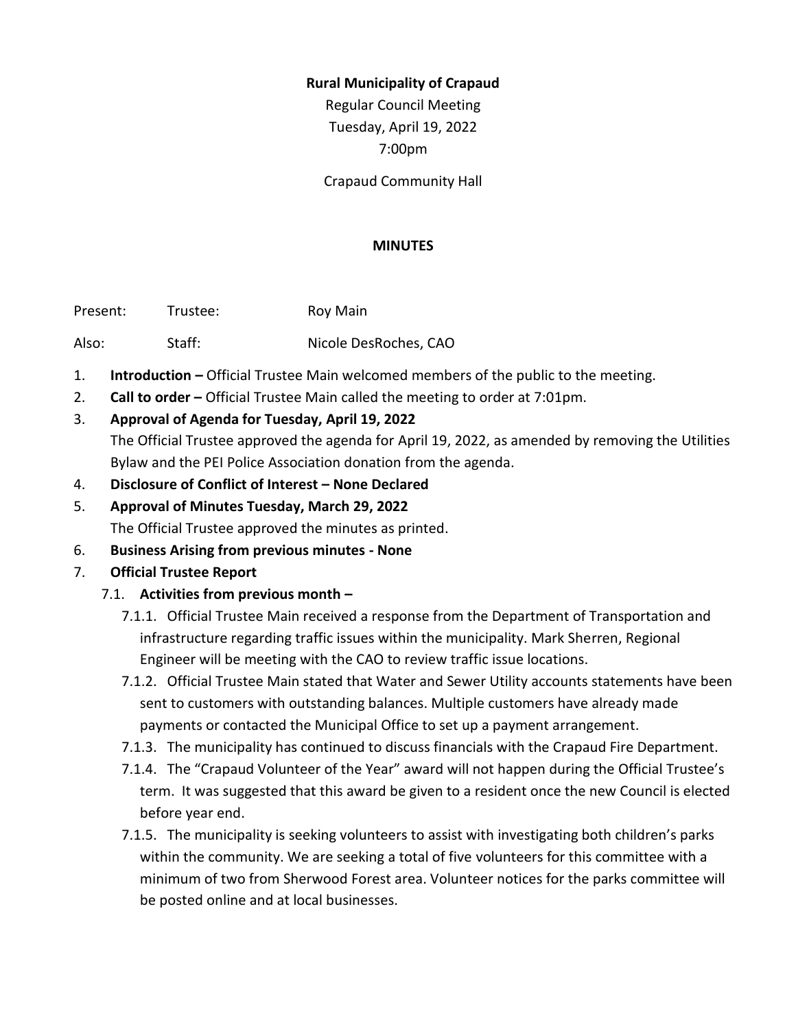**Rural Municipality of Crapaud**

Regular Council Meeting

Tuesday, April 19, 2022

7:00pm

Crapaud Community Hall

**MINUTES**

Present: Trustee: Roy Main

Also: Staff: Nicole DesRoches, CAO

1. **Introduction –** Official Trustee Main welcomed members of the public to the meeting.
2. **Call to order –** Official Trustee Main called the meeting to order at 7:01pm.
3. **Approval of Agenda for Tuesday, April 19, 2022**
   The Official Trustee approved the agenda for April 19, 2022, as amended by removing the Utilities Bylaw and the PEI Police Association donation from the agenda.
4. **Disclosure of Conflict of Interest – None Declared**
5. **Approval of Minutes Tuesday, March 29, 2022**
   The Official Trustee approved the minutes as printed.
6. **Business Arising from previous minutes - None**
7. **Official Trustee Report**
   - 7.1. **Activities from previous month –**
     - 7.1.1. Official Trustee Main received a response from the Department of Transportation and infrastructure regarding traffic issues within the municipality. Mark Sherren, Regional Engineer will be meeting with the CAO to review traffic issue locations.
     - 7.1.2. Official Trustee Main stated that Water and Sewer Utility accounts statements have been sent to customers with outstanding balances. Multiple customers have already made payments or contacted the Municipal Office to set up a payment arrangement.
     - 7.1.3. The municipality has continued to discuss financials with the Crapaud Fire Department.
     - 7.1.4. The "Crapaud Volunteer of the Year" award will not happen during the Official Trustee's term. It was suggested that this award be given to a resident once the new Council is elected before year end.
     - 7.1.5. The municipality is seeking volunteers to assist with investigating both children's parks within the community. We are seeking a total of five volunteers for this committee with a minimum of two from Sherwood Forest area. Volunteer notices for the parks committee will be posted online and at local businesses.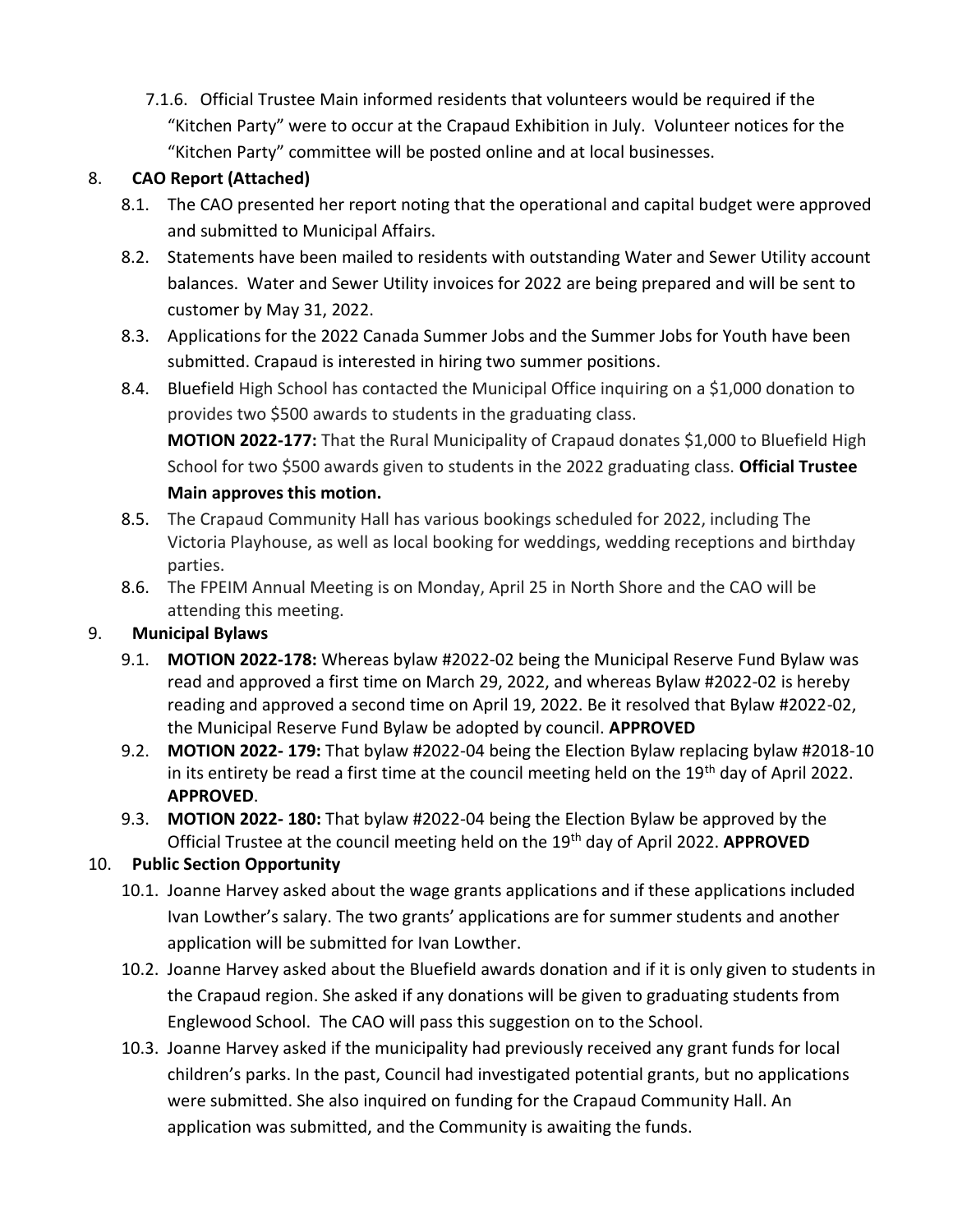7.1.6. Official Trustee Main informed residents that volunteers would be required if the "Kitchen Party" were to occur at the Crapaud Exhibition in July. Volunteer notices for the "Kitchen Party" committee will be posted online and at local businesses.

8. **CAO Report (Attached)**

8.1. The CAO presented her report noting that the operational and capital budget were approved and submitted to Municipal Affairs.

8.2. Statements have been mailed to residents with outstanding Water and Sewer Utility account balances. Water and Sewer Utility invoices for 2022 are being prepared and will be sent to customer by May 31, 2022.

8.3. Applications for the 2022 Canada Summer Jobs and the Summer Jobs for Youth have been submitted. Crapaud is interested in hiring two summer positions.

8.4. Bluefield High School has contacted the Municipal Office inquiring on a $1,000 donation to provides two $500 awards to students in the graduating class.

**MOTION 2022-177:** That the Rural Municipality of Crapaud donates $1,000 to Bluefield High School for two $500 awards given to students in the 2022 graduating class. **Official Trustee Main approves this motion.**

8.5. The Crapaud Community Hall has various bookings scheduled for 2022, including The Victoria Playhouse, as well as local booking for weddings, wedding receptions and birthday parties.

8.6. The FPEIM Annual Meeting is on Monday, April 25 in North Shore and the CAO will be attending this meeting.

9. **Municipal Bylaws**

9.1. **MOTION 2022-178:** Whereas bylaw #2022-02 being the Municipal Reserve Fund Bylaw was read and approved a first time on March 29, 2022, and whereas Bylaw #2022-02 is hereby reading and approved a second time on April 19, 2022. Be it resolved that Bylaw #2022-02, the Municipal Reserve Fund Bylaw be adopted by council. **APPROVED**

9.2. **MOTION 2022- 179:** That bylaw #2022-04 being the Election Bylaw replacing bylaw #2018-10 in its entirety be read a first time at the council meeting held on the 19th day of April 2022. **APPROVED**.

9.3. **MOTION 2022- 180:** That bylaw #2022-04 being the Election Bylaw be approved by the Official Trustee at the council meeting held on the 19th day of April 2022. **APPROVED**

10. **Public Section Opportunity**

10.1. Joanne Harvey asked about the wage grants applications and if these applications included Ivan Lowther's salary. The two grants' applications are for summer students and another application will be submitted for Ivan Lowther.

10.2. Joanne Harvey asked about the Bluefield awards donation and if it is only given to students in the Crapaud region. She asked if any donations will be given to graduating students from Englewood School. The CAO will pass this suggestion on to the School.

10.3. Joanne Harvey asked if the municipality had previously received any grant funds for local children's parks. In the past, Council had investigated potential grants, but no applications were submitted. She also inquired on funding for the Crapaud Community Hall. An application was submitted, and the Community is awaiting the funds.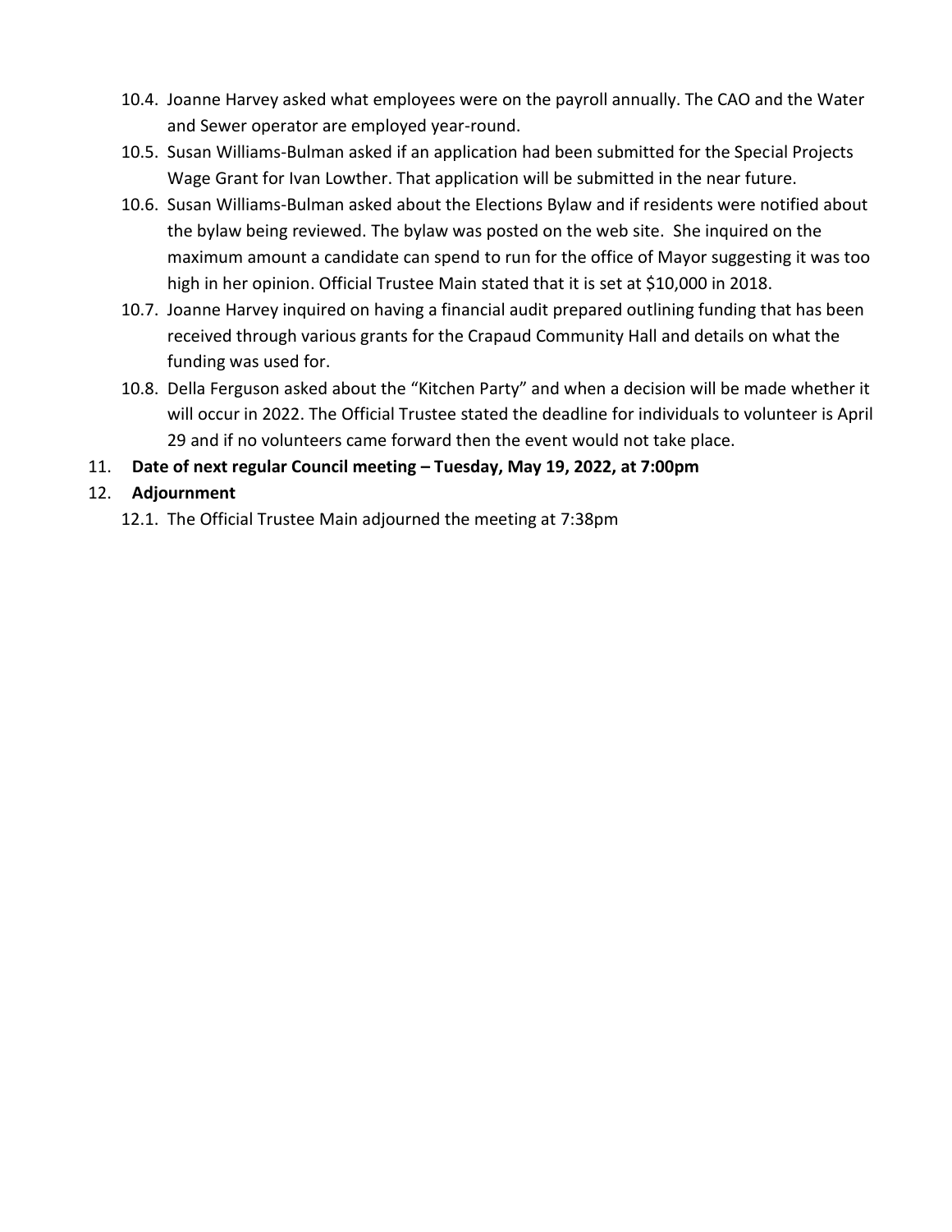10.4. Joanne Harvey asked what employees were on the payroll annually. The CAO and the Water and Sewer operator are employed year-round.

10.5. Susan Williams-Bulman asked if an application had been submitted for the Special Projects Wage Grant for Ivan Lowther. That application will be submitted in the near future.

10.6. Susan Williams-Bulman asked about the Elections Bylaw and if residents were notified about the bylaw being reviewed. The bylaw was posted on the web site. She inquired on the maximum amount a candidate can spend to run for the office of Mayor suggesting it was too high in her opinion. Official Trustee Main stated that it is set at $10,000 in 2018.

10.7. Joanne Harvey inquired on having a financial audit prepared outlining funding that has been received through various grants for the Crapaud Community Hall and details on what the funding was used for.

10.8. Della Ferguson asked about the "Kitchen Party" and when a decision will be made whether it will occur in 2022. The Official Trustee stated the deadline for individuals to volunteer is April 29 and if no volunteers came forward then the event would not take place.

11. **Date of next regular Council meeting – Tuesday, May 19, 2022, at 7:00pm**

12. **Adjournment**

12.1. The Official Trustee Main adjourned the meeting at 7:38pm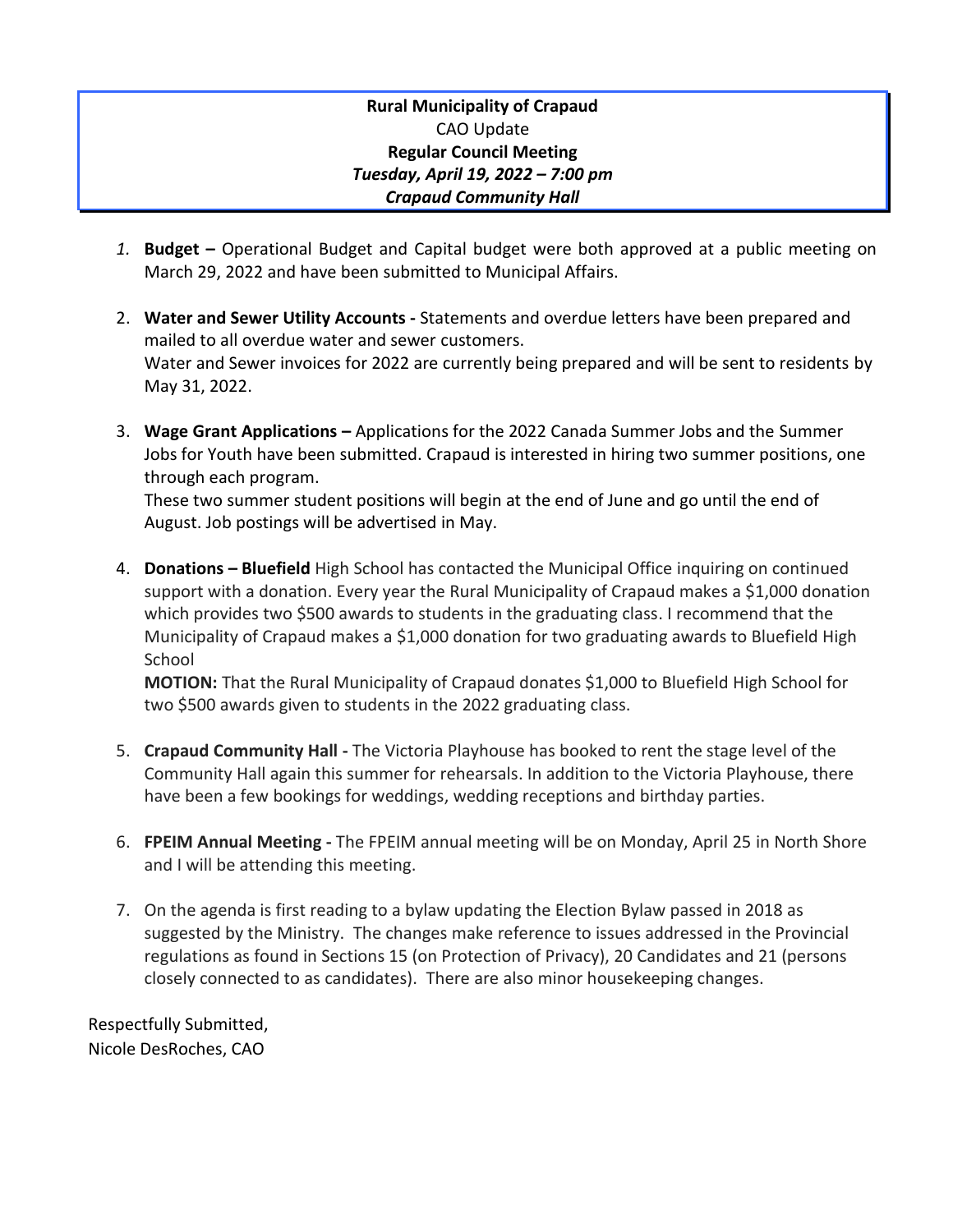**Rural Municipality of Crapaud**
CAO Update
**Regular Council Meeting**
***Tuesday, April 19, 2022 – 7:00 pm***
***Crapaud Community Hall***

1. **Budget –** Operational Budget and Capital budget were both approved at a public meeting on March 29, 2022 and have been submitted to Municipal Affairs.

2. **Water and Sewer Utility Accounts -** Statements and overdue letters have been prepared and mailed to all overdue water and sewer customers.
   Water and Sewer invoices for 2022 are currently being prepared and will be sent to residents by May 31, 2022.

3. **Wage Grant Applications –** Applications for the 2022 Canada Summer Jobs and the Summer Jobs for Youth have been submitted. Crapaud is interested in hiring two summer positions, one through each program.
   These two summer student positions will begin at the end of June and go until the end of August. Job postings will be advertised in May.

4. **Donations – Bluefield** High School has contacted the Municipal Office inquiring on continued support with a donation. Every year the Rural Municipality of Crapaud makes a $1,000 donation which provides two $500 awards to students in the graduating class. I recommend that the Municipality of Crapaud makes a $1,000 donation for two graduating awards to Bluefield High School
   **MOTION:** That the Rural Municipality of Crapaud donates $1,000 to Bluefield High School for two $500 awards given to students in the 2022 graduating class.

5. **Crapaud Community Hall -** The Victoria Playhouse has booked to rent the stage level of the Community Hall again this summer for rehearsals. In addition to the Victoria Playhouse, there have been a few bookings for weddings, wedding receptions and birthday parties.

6. **FPEIM Annual Meeting -** The FPEIM annual meeting will be on Monday, April 25 in North Shore and I will be attending this meeting.

7. On the agenda is first reading to a bylaw updating the Election Bylaw passed in 2018 as suggested by the Ministry. The changes make reference to issues addressed in the Provincial regulations as found in Sections 15 (on Protection of Privacy), 20 Candidates and 21 (persons closely connected to as candidates). There are also minor housekeeping changes.

Respectfully Submitted,
Nicole DesRoches, CAO